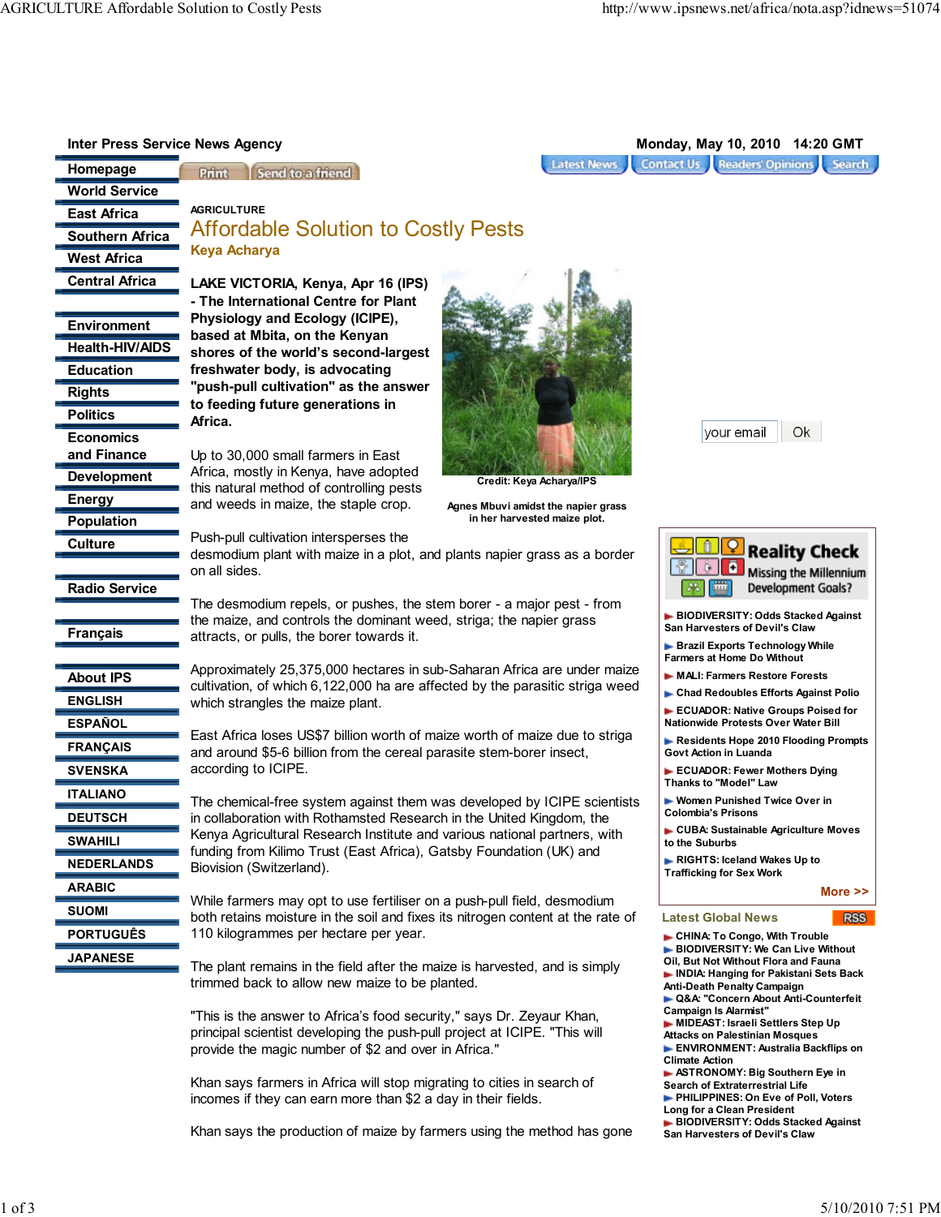Inter Press Service News Agency

Monday, May 10, 2010 14:20 GMT

- Homepage
- World Service
- East Africa
- Southern Africa
- West Africa
- Central Africa
- Environment
- Health-HIV/AIDS
- Education
- Rights
- Politics
- Economics and Finance
- Development
- Energy
- Population
- Culture
- Radio Service
- Français
- About IPS
- ENGLISH
- ESPAÑOL
- FRANÇAIS
- SVENSKA
- ITALIANO
- DEUTSCH
- SWAHILI
- NEDERLANDS
- ARABIC
- SUOMI
- PORTUGUÊS
- JAPANESE

AGRICULTURE

# Affordable Solution to Costly Pests

**Keya Acharya**

**LAKE VICTORIA, Kenya, Apr 16 (IPS) - The International Centre for Plant Physiology and Ecology (ICIPE), based at Mbita, on the Kenyan shores of the world's second-largest freshwater body, is advocating "push-pull cultivation" as the answer to feeding future generations in Africa.**

Credit: Keya Acharya/IPS

Agnes Mbuvi amidst the napier grass in her harvested maize plot.

Up to 30,000 small farmers in East Africa, mostly in Kenya, have adopted this natural method of controlling pests and weeds in maize, the staple crop.

Push-pull cultivation intersperses the desmodium plant with maize in a plot, and plants napier grass as a border on all sides.

The desmodium repels, or pushes, the stem borer - a major pest - from the maize, and controls the dominant weed, striga; the napier grass attracts, or pulls, the borer towards it.

Approximately 25,375,000 hectares in sub-Saharan Africa are under maize cultivation, of which 6,122,000 ha are affected by the parasitic striga weed which strangles the maize plant.

East Africa loses US$7 billion worth of maize worth of maize due to striga and around $5-6 billion from the cereal parasite stem-borer insect, according to ICIPE.

The chemical-free system against them was developed by ICIPE scientists in collaboration with Rothamsted Research in the United Kingdom, the Kenya Agricultural Research Institute and various national partners, with funding from Kilimo Trust (East Africa), Gatsby Foundation (UK) and Biovision (Switzerland).

While farmers may opt to use fertiliser on a push-pull field, desmodium both retains moisture in the soil and fixes its nitrogen content at the rate of 110 kilogrammes per hectare per year.

The plant remains in the field after the maize is harvested, and is simply trimmed back to allow new maize to be planted.

"This is the answer to Africa's food security," says Dr. Zeyaur Khan, principal scientist developing the push-pull project at ICIPE. "This will provide the magic number of $2 and over in Africa."

Khan says farmers in Africa will stop migrating to cities in search of incomes if they can earn more than $2 a day in their fields.

Khan says the production of maize by farmers using the method has gone

**Reality Check** Missing the Millennium Development Goals?

- BIODIVERSITY: Odds Stacked Against San Harvesters of Devil's Claw
- Brazil Exports Technology While Farmers at Home Do Without
- MALI: Farmers Restore Forests
- Chad Redoubles Efforts Against Polio
- ECUADOR: Native Groups Poised for Nationwide Protests Over Water Bill
- Residents Hope 2010 Flooding Prompts Govt Action in Luanda
- ECUADOR: Fewer Mothers Dying Thanks to "Model" Law
- Women Punished Twice Over in Colombia's Prisons
- CUBA: Sustainable Agriculture Moves to the Suburbs
- RIGHTS: Iceland Wakes Up to Trafficking for Sex Work

More >>

**Latest Global News**

- CHINA: To Congo, With Trouble
- BIODIVERSITY: We Can Live Without Oil, But Not Without Flora and Fauna
- INDIA: Hanging for Pakistani Sets Back Anti-Death Penalty Campaign
- Q&A: "Concern About Anti-Counterfeit Campaign Is Alarmist"
- MIDEAST: Israeli Settlers Step Up Attacks on Palestinian Mosques
- ENVIRONMENT: Australia Backflips on Climate Action
- ASTRONOMY: Big Southern Eye in Search of Extraterrestrial Life
- PHILIPPINES: On Eve of Poll, Voters Long for a Clean President
- BIODIVERSITY: Odds Stacked Against San Harvesters of Devil's Claw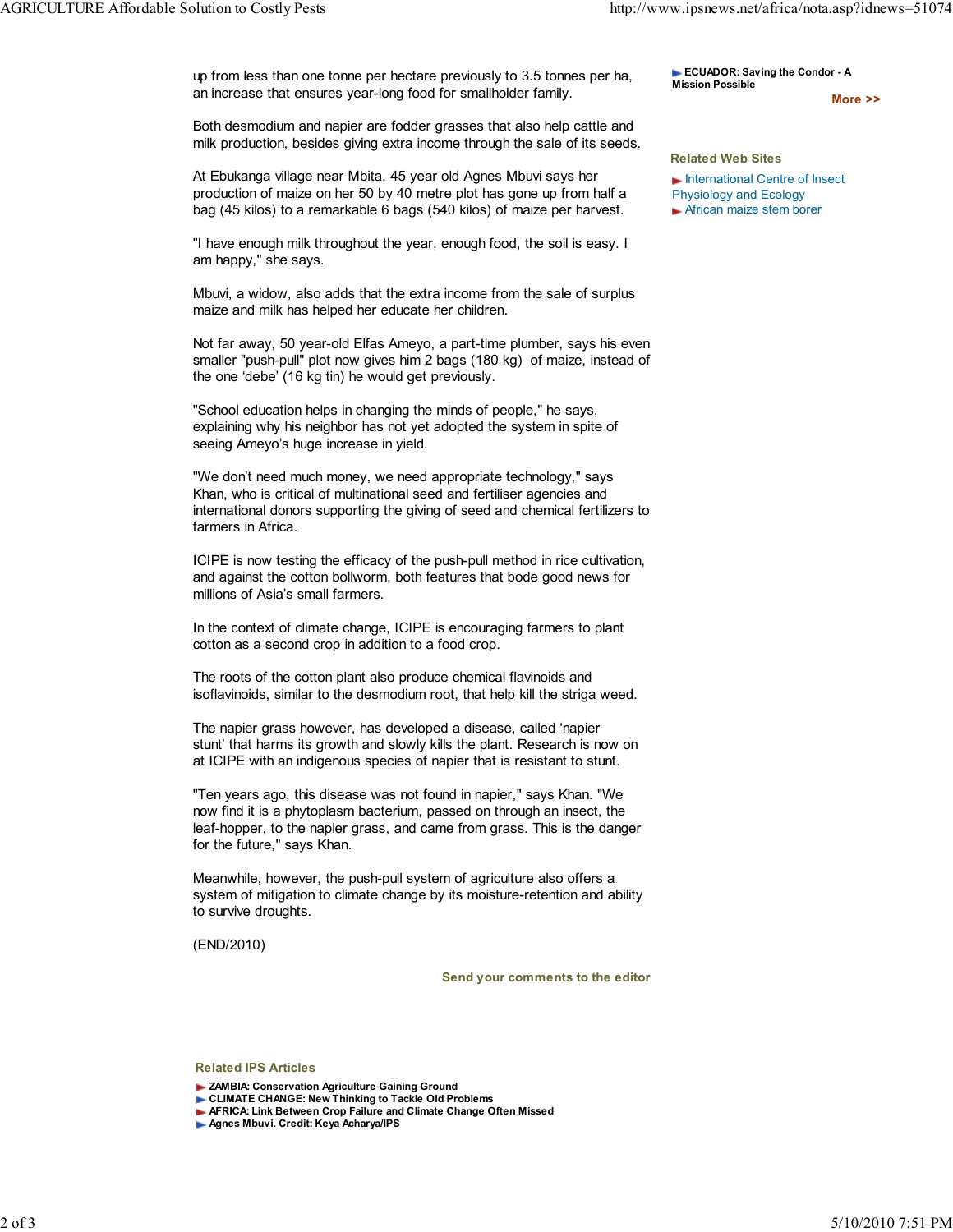up from less than one tonne per hectare previously to 3.5 tonnes per ha, an increase that ensures year-long food for smallholder family.

Both desmodium and napier are fodder grasses that also help cattle and milk production, besides giving extra income through the sale of its seeds.

At Ebukanga village near Mbita, 45 year old Agnes Mbuvi says her production of maize on her 50 by 40 metre plot has gone up from half a bag (45 kilos) to a remarkable 6 bags (540 kilos) of maize per harvest.

"I have enough milk throughout the year, enough food, the soil is easy. I am happy," she says.

Mbuvi, a widow, also adds that the extra income from the sale of surplus maize and milk has helped her educate her children.

Not far away, 50 year-old Elfas Ameyo, a part-time plumber, says his even smaller "push-pull" plot now gives him 2 bags (180 kg) of maize, instead of the one 'debe' (16 kg tin) he would get previously.

"School education helps in changing the minds of people," he says, explaining why his neighbor has not yet adopted the system in spite of seeing Ameyo's huge increase in yield.

"We don't need much money, we need appropriate technology," says Khan, who is critical of multinational seed and fertiliser agencies and international donors supporting the giving of seed and chemical fertilizers to farmers in Africa.

ICIPE is now testing the efficacy of the push-pull method in rice cultivation, and against the cotton bollworm, both features that bode good news for millions of Asia's small farmers.

In the context of climate change, ICIPE is encouraging farmers to plant cotton as a second crop in addition to a food crop.

The roots of the cotton plant also produce chemical flavinoids and isoflavinoids, similar to the desmodium root, that help kill the striga weed.

The napier grass however, has developed a disease, called 'napier stunt' that harms its growth and slowly kills the plant. Research is now on at ICIPE with an indigenous species of napier that is resistant to stunt.

"Ten years ago, this disease was not found in napier," says Khan. "We now find it is a phytoplasm bacterium, passed on through an insect, the leaf-hopper, to the napier grass, and came from grass. This is the danger for the future," says Khan.

Meanwhile, however, the push-pull system of agriculture also offers a system of mitigation to climate change by its moisture-retention and ability to survive droughts.

(END/2010)

**Send your comments to the editor**

**Related IPS Articles**

- **ZAMBIA: Conservation Agriculture Gaining Ground**
- **CLIMATE CHANGE: New Thinking to Tackle Old Problems**
- **AFRICA: Link Between Crop Failure and Climate Change Often Missed**
- **Agnes Mbuvi. Credit: Keya Acharya/IPS**

- **ECUADOR: Saving the Condor - A Mission Possible**

**More >>**

**Related Web Sites**

- International Centre of Insect Physiology and Ecology
- African maize stem borer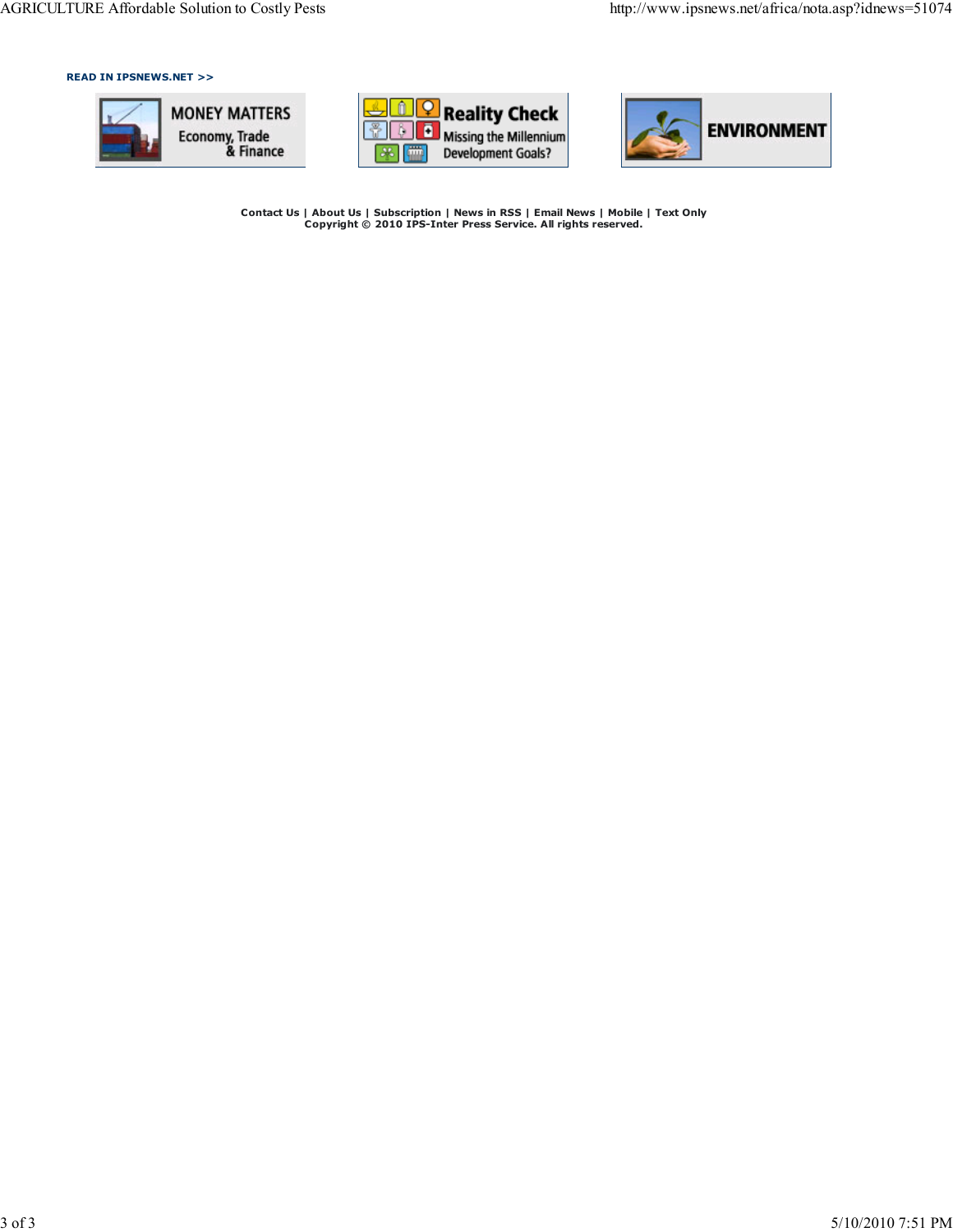**READ IN IPSNEWS.NET >>**

MONEY MATTERS Economy, Trade & Finance

Reality Check Missing the Millennium Development Goals?

ENVIRONMENT

Contact Us | About Us | Subscription | News in RSS | Email News | Mobile | Text Only
Copyright © 2010 IPS-Inter Press Service. All rights reserved.